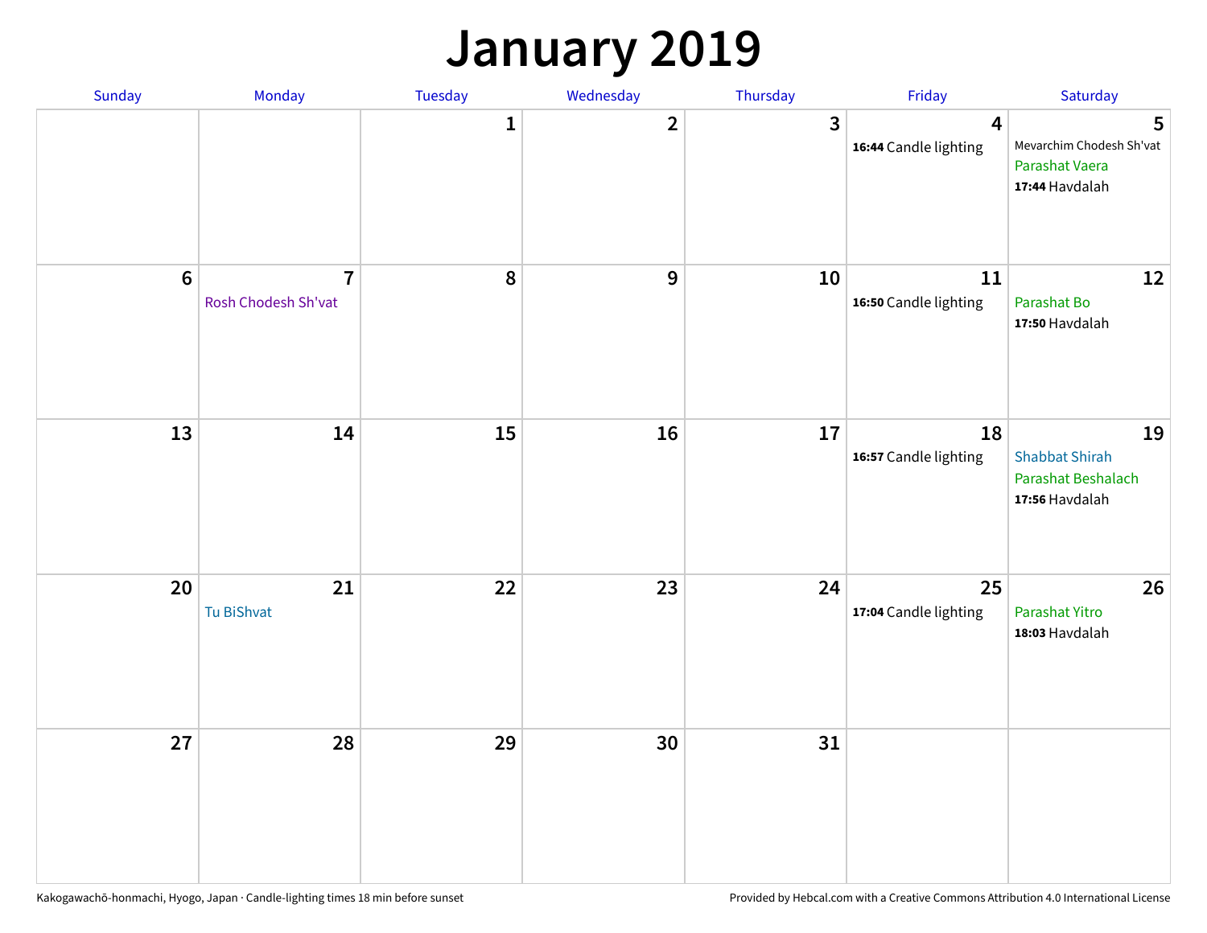# January 2019

| Sunday | Monday | Tuesday | Wednesday | Thursday | Friday | Saturday |
|---|---|---|---|---|---|---|
| | | 1 | 2 | 3 | 4<br>**16:44** Candle lighting | 5<br>Mevarchim Chodesh Sh'vat<br>Parashat Vaera<br>**17:44** Havdalah |
| 6 | 7<br>Rosh Chodesh Sh'vat | 8 | 9 | 10 | 11<br>**16:50** Candle lighting | 12<br>Parashat Bo<br>**17:50** Havdalah |
| 13 | 14 | 15 | 16 | 17 | 18<br>**16:57** Candle lighting | 19<br>Shabbat Shirah<br>Parashat Beshalach<br>**17:56** Havdalah |
| 20 | 21<br>Tu BiShvat | 22 | 23 | 24 | 25<br>**17:04** Candle lighting | 26<br>Parashat Yitro<br>**18:03** Havdalah |
| 27 | 28 | 29 | 30 | 31 | | |

Kakogawachō-honmachi, Hyogo, Japan · Candle-lighting times 18 min before sunset

Provided by Hebcal.com with a Creative Commons Attribution 4.0 International License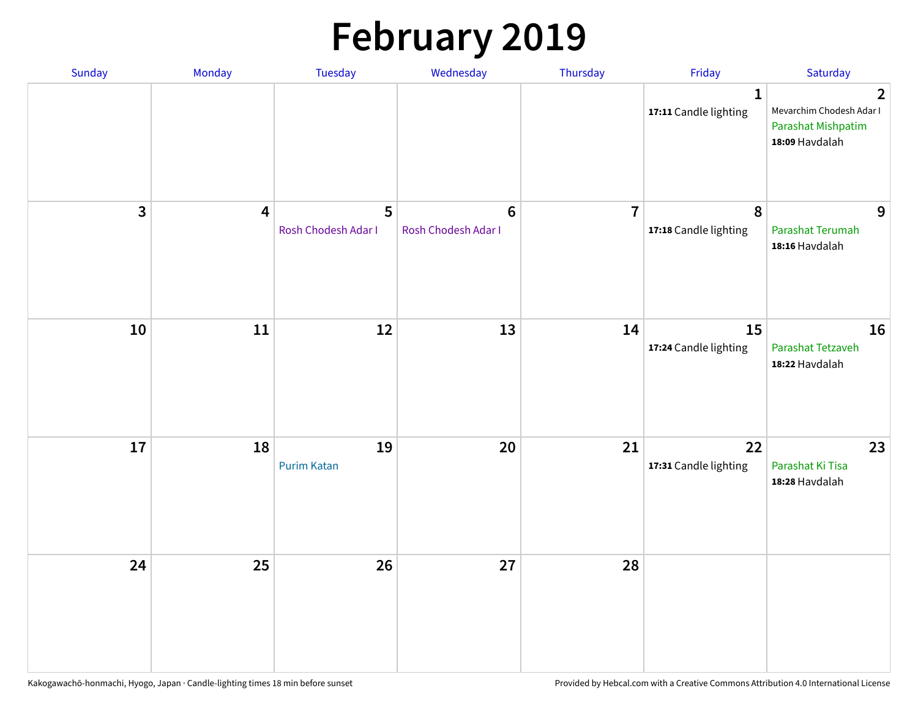# February 2019

| Sunday | Monday | Tuesday | Wednesday | Thursday | Friday | Saturday |
|---|---|---|---|---|---|---|
| | | | | | **1**<br>**17:11** Candle lighting | **2**<br>Mevarchim Chodesh Adar I<br>Parashat Mishpatim<br>**18:09** Havdalah |
| **3** | **4** | **5**<br>Rosh Chodesh Adar I | **6**<br>Rosh Chodesh Adar I | **7** | **8**<br>**17:18** Candle lighting | **9**<br>Parashat Terumah<br>**18:16** Havdalah |
| **10** | **11** | **12** | **13** | **14** | **15**<br>**17:24** Candle lighting | **16**<br>Parashat Tetzaveh<br>**18:22** Havdalah |
| **17** | **18** | **19**<br>Purim Katan | **20** | **21** | **22**<br>**17:31** Candle lighting | **23**<br>Parashat Ki Tisa<br>**18:28** Havdalah |
| **24** | **25** | **26** | **27** | **28** | | |

Kakogawachō-honmachi, Hyogo, Japan · Candle-lighting times 18 min before sunset

Provided by Hebcal.com with a Creative Commons Attribution 4.0 International License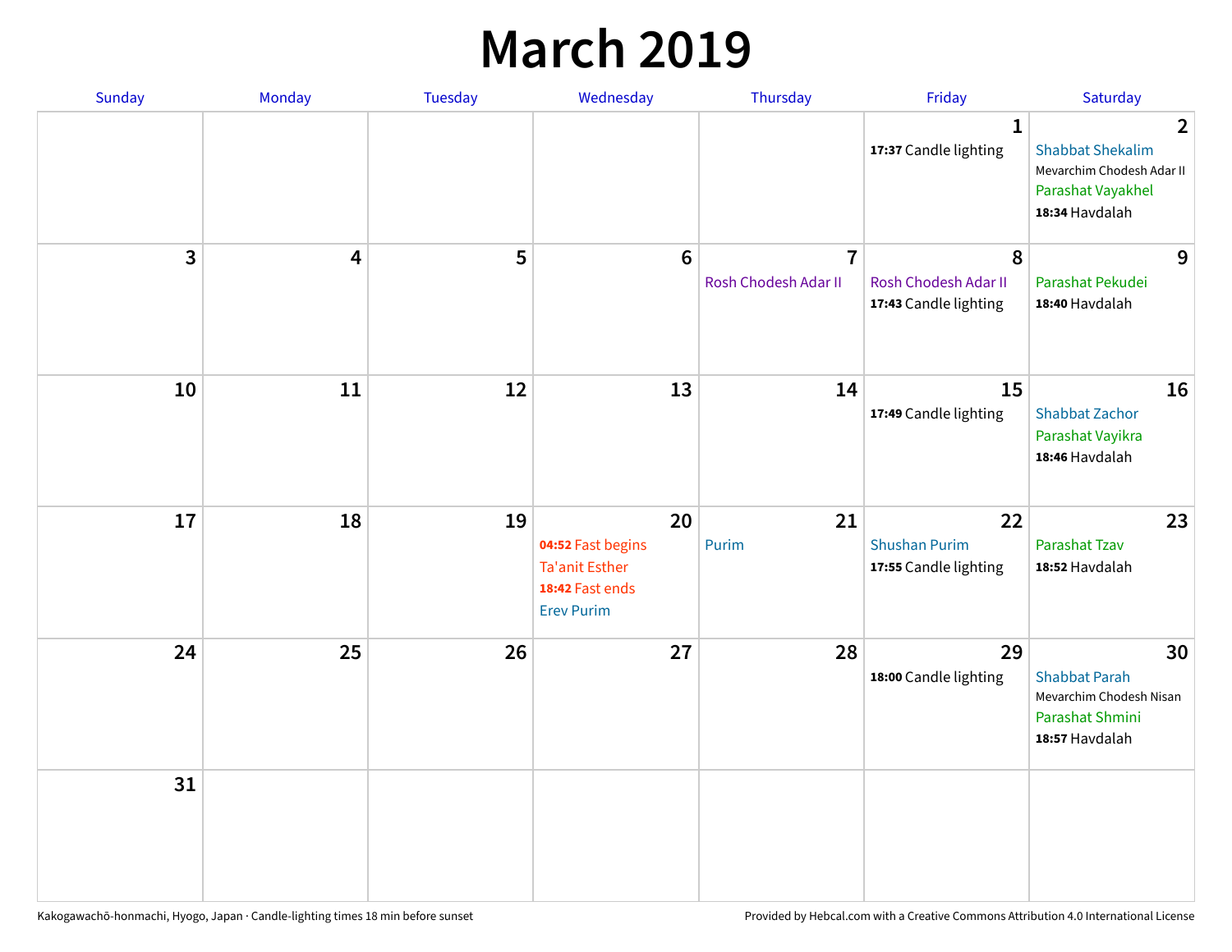# March 2019

| Sunday | Monday | Tuesday | Wednesday | Thursday | Friday | Saturday |
| --- | --- | --- | --- | --- | --- | --- |
| | | | | | **1**<br>**17:37** Candle lighting | **2**<br>Shabbat Shekalim<br>Mevarchim Chodesh Adar II<br>Parashat Vayakhel<br>**18:34** Havdalah |
| **3** | **4** | **5** | **6** | **7**<br>Rosh Chodesh Adar II | **8**<br>Rosh Chodesh Adar II<br>**17:43** Candle lighting | **9**<br>Parashat Pekudei<br>**18:40** Havdalah |
| **10** | **11** | **12** | **13** | **14** | **15**<br>**17:49** Candle lighting | **16**<br>Shabbat Zachor<br>Parashat Vayikra<br>**18:46** Havdalah |
| **17** | **18** | **19** | **20**<br>**04:52** Fast begins<br>Ta'anit Esther<br>**18:42** Fast ends<br>Erev Purim | **21**<br>Purim | **22**<br>Shushan Purim<br>**17:55** Candle lighting | **23**<br>Parashat Tzav<br>**18:52** Havdalah |
| **24** | **25** | **26** | **27** | **28** | **29**<br>**18:00** Candle lighting | **30**<br>Shabbat Parah<br>Mevarchim Chodesh Nisan<br>Parashat Shmini<br>**18:57** Havdalah |
| **31** | | | | | | |

Kakogawachō-honmachi, Hyogo, Japan · Candle-lighting times 18 min before sunset

Provided by Hebcal.com with a Creative Commons Attribution 4.0 International License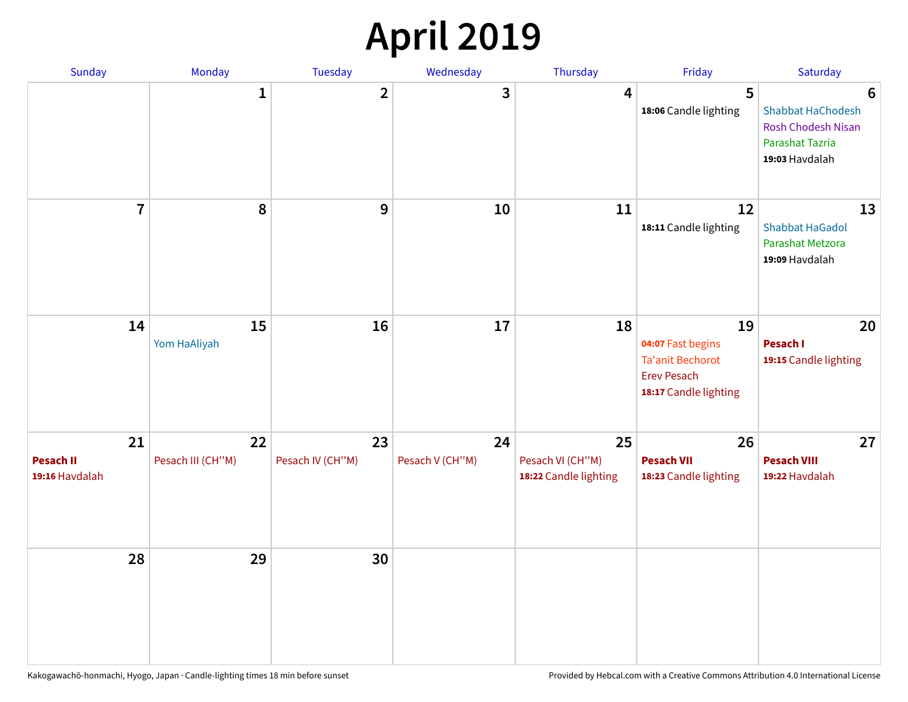# April 2019

| Sunday | Monday | Tuesday | Wednesday | Thursday | Friday | Saturday |
|---|---|---|---|---|---|---|
| | 1 | 2 | 3 | 4 | 5<br>**18:06** Candle lighting | 6<br>Shabbat HaChodesh<br>Rosh Chodesh Nisan<br>Parashat Tazria<br>**19:03** Havdalah |
| 7 | 8 | 9 | 10 | 11 | 12<br>**18:11** Candle lighting | 13<br>Shabbat HaGadol<br>Parashat Metzora<br>**19:09** Havdalah |
| 14 | 15<br>Yom HaAliyah | 16 | 17 | 18 | 19<br>**04:07** Fast begins<br>Ta'anit Bechorot<br>Erev Pesach<br>**18:17** Candle lighting | 20<br>**Pesach I**<br>**19:15** Candle lighting |
| 21<br>**Pesach II**<br>**19:16** Havdalah | 22<br>Pesach III (CH''M) | 23<br>Pesach IV (CH''M) | 24<br>Pesach V (CH''M) | 25<br>Pesach VI (CH''M)<br>**18:22** Candle lighting | 26<br>**Pesach VII**<br>**18:23** Candle lighting | 27<br>**Pesach VIII**<br>**19:22** Havdalah |
| 28 | 29 | 30 | | | | |

Kakogawachō-honmachi, Hyogo, Japan · Candle-lighting times 18 min before sunset

Provided by Hebcal.com with a Creative Commons Attribution 4.0 International License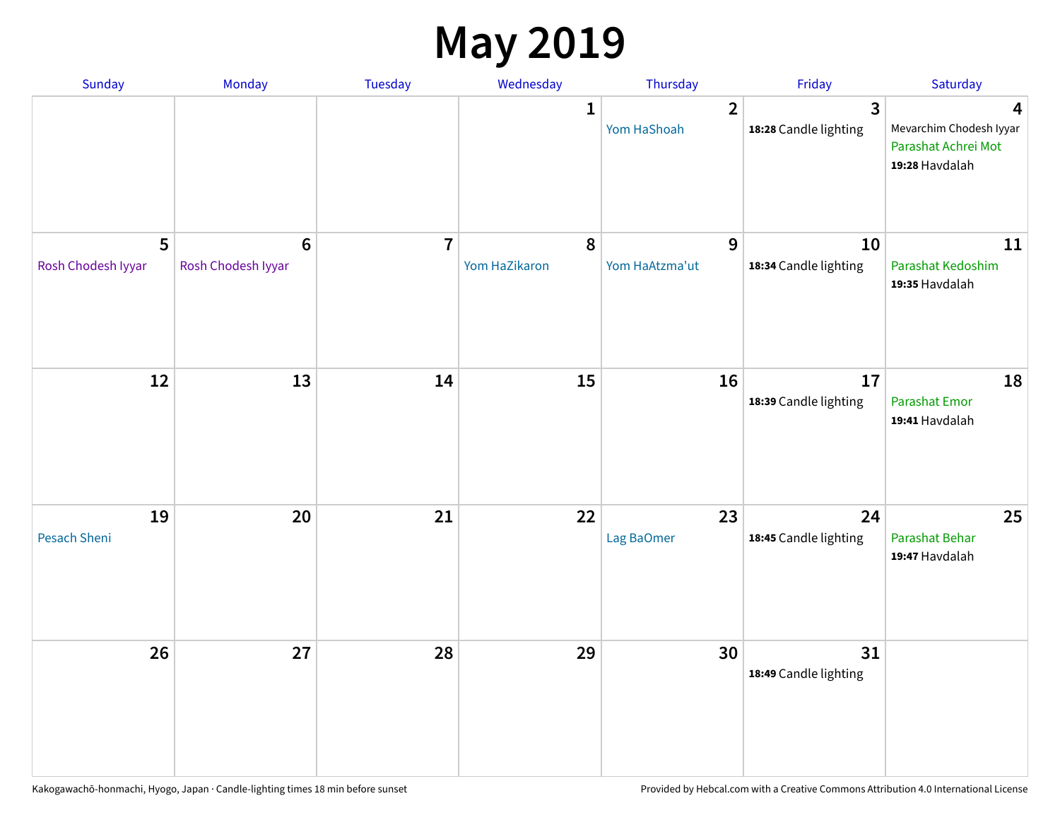# May 2019

| Sunday | Monday | Tuesday | Wednesday | Thursday | Friday | Saturday |
|---|---|---|---|---|---|---|
| | | | 1 | 2<br>Yom HaShoah | 3<br>**18:28** Candle lighting | 4<br>Mevarchim Chodesh Iyyar<br>Parashat Achrei Mot<br>**19:28** Havdalah |
| 5<br>Rosh Chodesh Iyyar | 6<br>Rosh Chodesh Iyyar | 7 | 8<br>Yom HaZikaron | 9<br>Yom HaAtzma'ut | 10<br>**18:34** Candle lighting | 11<br>Parashat Kedoshim<br>**19:35** Havdalah |
| 12 | 13 | 14 | 15 | 16 | 17<br>**18:39** Candle lighting | 18<br>Parashat Emor<br>**19:41** Havdalah |
| 19<br>Pesach Sheni | 20 | 21 | 22 | 23<br>Lag BaOmer | 24<br>**18:45** Candle lighting | 25<br>Parashat Behar<br>**19:47** Havdalah |
| 26 | 27 | 28 | 29 | 30 | 31<br>**18:49** Candle lighting | |

Kakogawachō-honmachi, Hyogo, Japan · Candle-lighting times 18 min before sunset

Provided by Hebcal.com with a Creative Commons Attribution 4.0 International License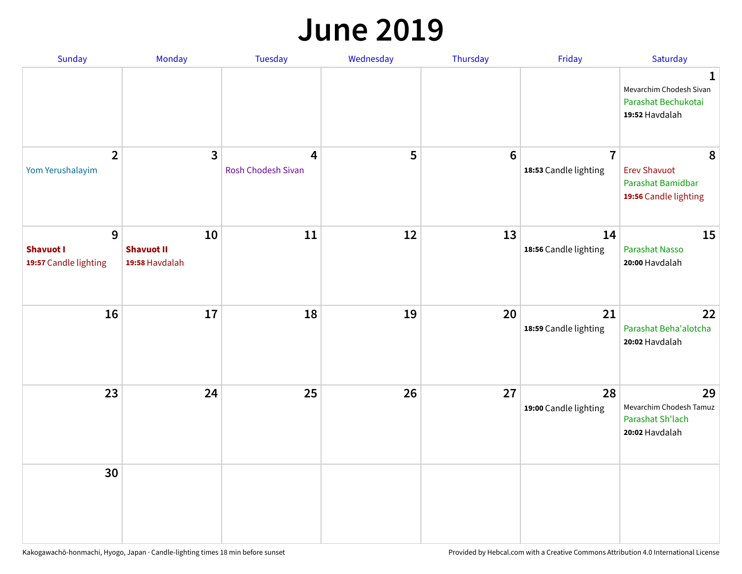# June 2019

| Sunday | Monday | Tuesday | Wednesday | Thursday | Friday | Saturday |
|---|---|---|---|---|---|---|
| | | | | | | **1**<br>Mevarchim Chodesh Sivan<br>Parashat Bechukotai<br>**19:52** Havdalah |
| **2**<br>Yom Yerushalayim | **3** | **4**<br>Rosh Chodesh Sivan | **5** | **6** | **7**<br>**18:53** Candle lighting | **8**<br>Erev Shavuot<br>Parashat Bamidbar<br>**19:56** Candle lighting |
| **9**<br>**Shavuot I**<br>**19:57** Candle lighting | **10**<br>**Shavuot II**<br>**19:58** Havdalah | **11** | **12** | **13** | **14**<br>**18:56** Candle lighting | **15**<br>Parashat Nasso<br>**20:00** Havdalah |
| **16** | **17** | **18** | **19** | **20** | **21**<br>**18:59** Candle lighting | **22**<br>Parashat Beha'alotcha<br>**20:02** Havdalah |
| **23** | **24** | **25** | **26** | **27** | **28**<br>**19:00** Candle lighting | **29**<br>Mevarchim Chodesh Tamuz<br>Parashat Sh'lach<br>**20:02** Havdalah |
| **30** | | | | | | |

Kakogawachō-honmachi, Hyogo, Japan · Candle-lighting times 18 min before sunset

Provided by Hebcal.com with a Creative Commons Attribution 4.0 International License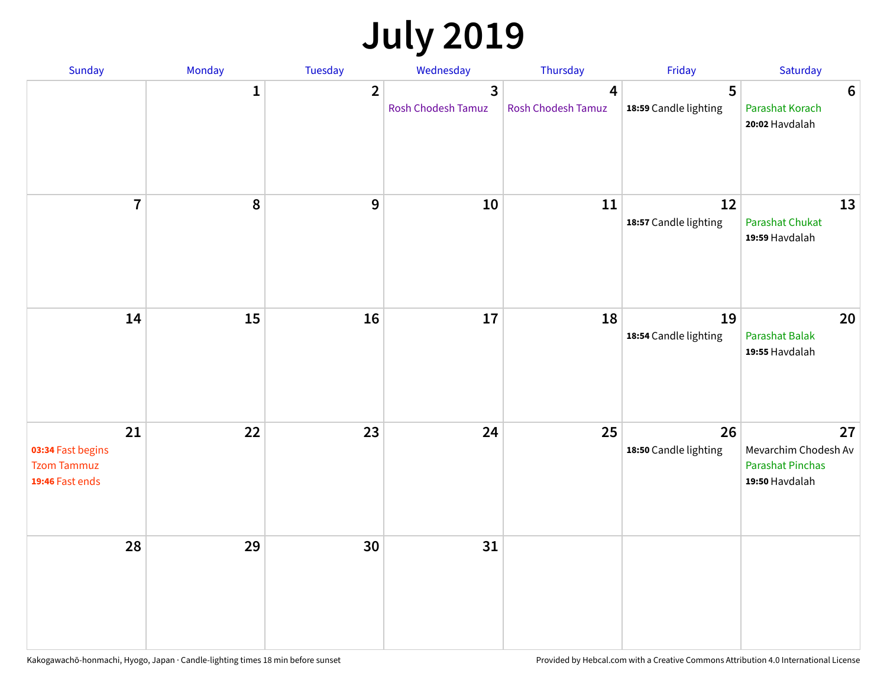# July 2019

| Sunday | Monday | Tuesday | Wednesday | Thursday | Friday | Saturday |
|---|---|---|---|---|---|---|
| | 1 | 2 | 3 Rosh Chodesh Tamuz | 4 Rosh Chodesh Tamuz | 5 **18:59** Candle lighting | 6 Parashat Korach **20:02** Havdalah |
| 7 | 8 | 9 | 10 | 11 | 12 **18:57** Candle lighting | 13 Parashat Chukat **19:59** Havdalah |
| 14 | 15 | 16 | 17 | 18 | 19 **18:54** Candle lighting | 20 Parashat Balak **19:55** Havdalah |
| 21 **03:34** Fast begins Tzom Tammuz **19:46** Fast ends | 22 | 23 | 24 | 25 | 26 **18:50** Candle lighting | 27 Mevarchim Chodesh Av Parashat Pinchas **19:50** Havdalah |
| 28 | 29 | 30 | 31 | | | |

Kakogawachō-honmachi, Hyogo, Japan · Candle-lighting times 18 min before sunset

Provided by Hebcal.com with a Creative Commons Attribution 4.0 International License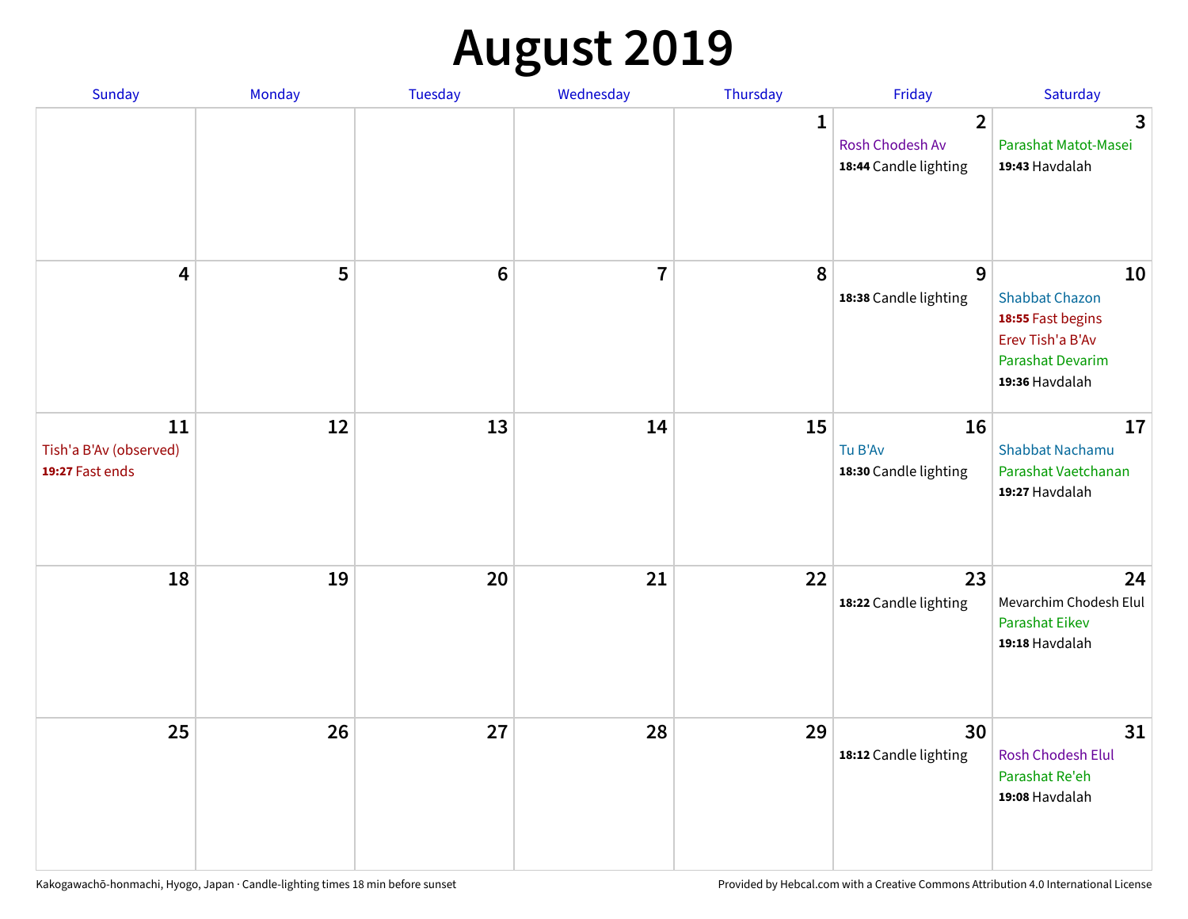# August 2019

| Sunday | Monday | Tuesday | Wednesday | Thursday | Friday | Saturday |
|---|---|---|---|---|---|---|
| | | | | 1 | 2<br>Rosh Chodesh Av<br>**18:44** Candle lighting | 3<br>Parashat Matot-Masei<br>**19:43** Havdalah |
| 4 | 5 | 6 | 7 | 8 | 9<br>**18:38** Candle lighting | 10<br>Shabbat Chazon<br>**18:55** Fast begins<br>Erev Tish'a B'Av<br>Parashat Devarim<br>**19:36** Havdalah |
| 11<br>Tish'a B'Av (observed)<br>**19:27** Fast ends | 12 | 13 | 14 | 15 | 16<br>Tu B'Av<br>**18:30** Candle lighting | 17<br>Shabbat Nachamu<br>Parashat Vaetchanan<br>**19:27** Havdalah |
| 18 | 19 | 20 | 21 | 22 | 23<br>**18:22** Candle lighting | 24<br>Mevarchim Chodesh Elul<br>Parashat Eikev<br>**19:18** Havdalah |
| 25 | 26 | 27 | 28 | 29 | 30<br>**18:12** Candle lighting | 31<br>Rosh Chodesh Elul<br>Parashat Re'eh<br>**19:08** Havdalah |

Kakogawachō-honmachi, Hyogo, Japan · Candle-lighting times 18 min before sunset

Provided by Hebcal.com with a Creative Commons Attribution 4.0 International License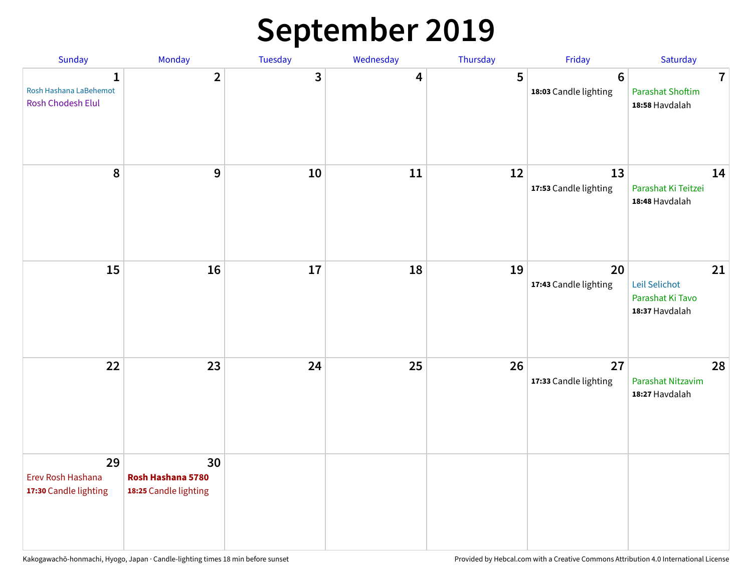# September 2019

| Sunday | Monday | Tuesday | Wednesday | Thursday | Friday | Saturday |
|---|---|---|---|---|---|---|
| 1<br>Rosh Hashana LaBehemot<br>Rosh Chodesh Elul | 2 | 3 | 4 | 5 | 6<br>**18:03** Candle lighting | 7<br>Parashat Shoftim<br>**18:58** Havdalah |
| 8 | 9 | 10 | 11 | 12 | 13<br>**17:53** Candle lighting | 14<br>Parashat Ki Teitzei<br>**18:48** Havdalah |
| 15 | 16 | 17 | 18 | 19 | 20<br>**17:43** Candle lighting | 21<br>Leil Selichot<br>Parashat Ki Tavo<br>**18:37** Havdalah |
| 22 | 23 | 24 | 25 | 26 | 27<br>**17:33** Candle lighting | 28<br>Parashat Nitzavim<br>**18:27** Havdalah |
| 29<br>Erev Rosh Hashana<br>**17:30** Candle lighting | 30<br>**Rosh Hashana 5780**<br>**18:25** Candle lighting | | | | | |

Kakogawachō-honmachi, Hyogo, Japan · Candle-lighting times 18 min before sunset

Provided by Hebcal.com with a Creative Commons Attribution 4.0 International License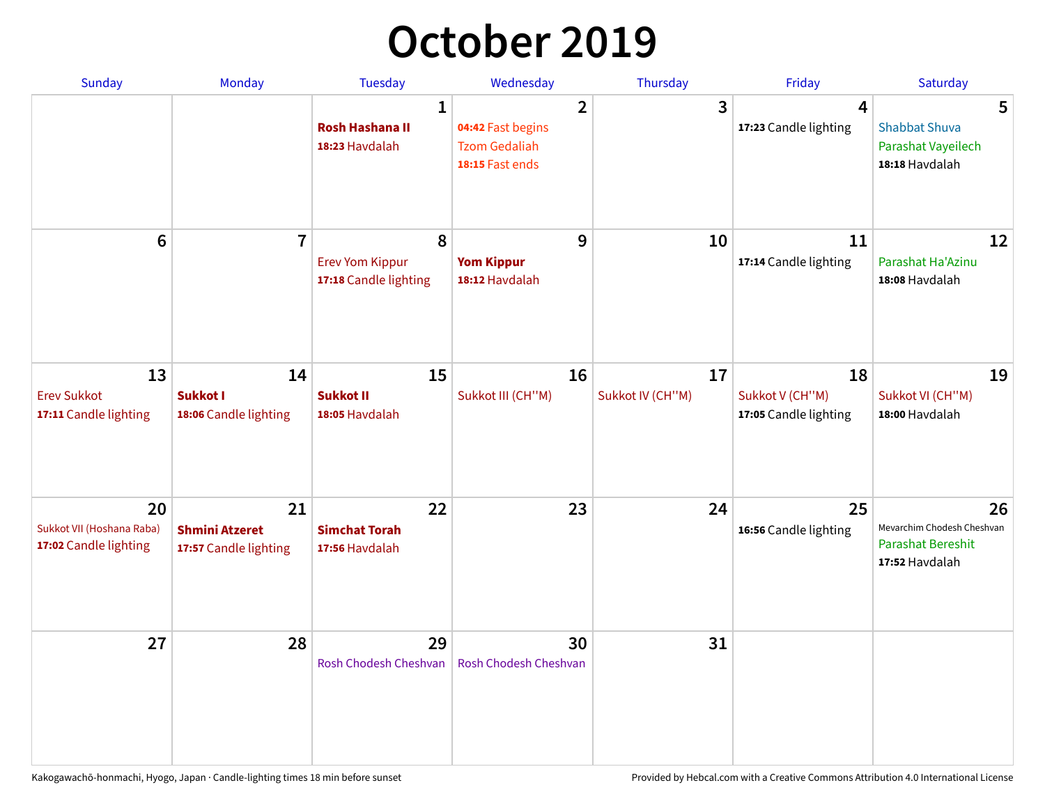# October 2019

| Sunday | Monday | Tuesday | Wednesday | Thursday | Friday | Saturday |
|---|---|---|---|---|---|---|
| | | **1**<br>**Rosh Hashana II**<br>**18:23** Havdalah | **2**<br>**04:42** Fast begins<br>Tzom Gedaliah<br>**18:15** Fast ends | **3** | **4**<br>**17:23** Candle lighting | **5**<br>Shabbat Shuva<br>Parashat Vayeilech<br>**18:18** Havdalah |
| **6** | **7** | **8**<br>Erev Yom Kippur<br>**17:18** Candle lighting | **9**<br>**Yom Kippur**<br>**18:12** Havdalah | **10** | **11**<br>**17:14** Candle lighting | **12**<br>Parashat Ha'Azinu<br>**18:08** Havdalah |
| **13**<br>Erev Sukkot<br>**17:11** Candle lighting | **14**<br>**Sukkot I**<br>**18:06** Candle lighting | **15**<br>**Sukkot II**<br>**18:05** Havdalah | **16**<br>Sukkot III (CH''M) | **17**<br>Sukkot IV (CH''M) | **18**<br>Sukkot V (CH''M)<br>**17:05** Candle lighting | **19**<br>Sukkot VI (CH''M)<br>**18:00** Havdalah |
| **20**<br>Sukkot VII (Hoshana Raba)<br>**17:02** Candle lighting | **21**<br>**Shmini Atzeret**<br>**17:57** Candle lighting | **22**<br>**Simchat Torah**<br>**17:56** Havdalah | **23** | **24** | **25**<br>**16:56** Candle lighting | **26**<br>Mevarchim Chodesh Cheshvan<br>Parashat Bereshit<br>**17:52** Havdalah |
| **27** | **28** | **29**<br>Rosh Chodesh Cheshvan | **30**<br>Rosh Chodesh Cheshvan | **31** | | |

Kakogawachō-honmachi, Hyogo, Japan · Candle-lighting times 18 min before sunset

Provided by Hebcal.com with a Creative Commons Attribution 4.0 International License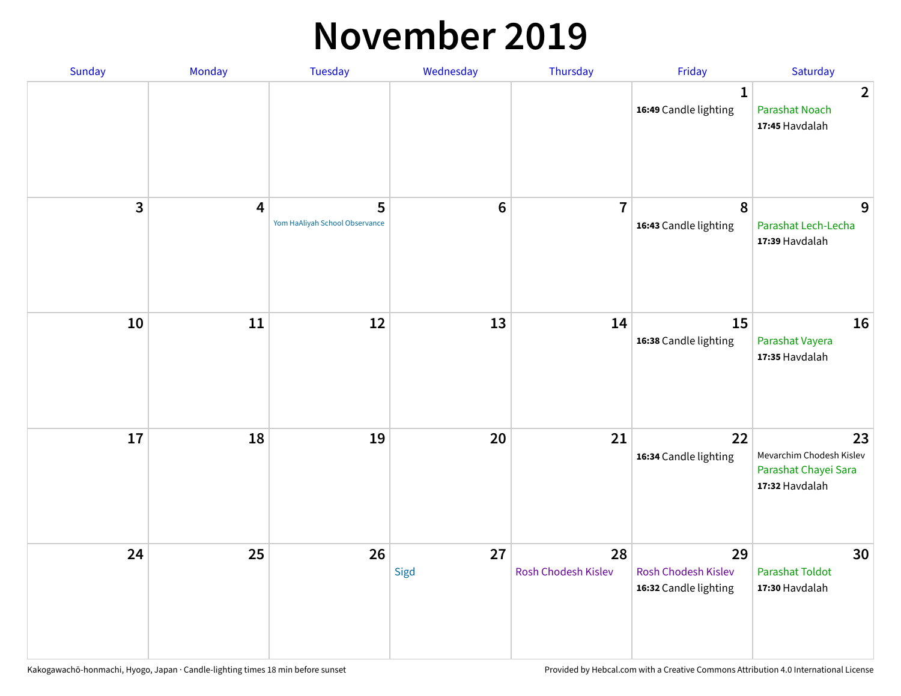# November 2019

| Sunday | Monday | Tuesday | Wednesday | Thursday | Friday | Saturday |
| --- | --- | --- | --- | --- | --- | --- |
| | | | | | 1<br>**16:49** Candle lighting | 2<br>Parashat Noach<br>**17:45** Havdalah |
| 3 | 4 | 5<br>Yom HaAliyah School Observance | 6 | 7 | 8<br>**16:43** Candle lighting | 9<br>Parashat Lech-Lecha<br>**17:39** Havdalah |
| 10 | 11 | 12 | 13 | 14 | 15<br>**16:38** Candle lighting | 16<br>Parashat Vayera<br>**17:35** Havdalah |
| 17 | 18 | 19 | 20 | 21 | 22<br>**16:34** Candle lighting | 23<br>Mevarchim Chodesh Kislev<br>Parashat Chayei Sara<br>**17:32** Havdalah |
| 24 | 25 | 26 | 27<br>Sigd | 28<br>Rosh Chodesh Kislev | 29<br>Rosh Chodesh Kislev<br>**16:32** Candle lighting | 30<br>Parashat Toldot<br>**17:30** Havdalah |

Kakogawachō-honmachi, Hyogo, Japan · Candle-lighting times 18 min before sunset

Provided by Hebcal.com with a Creative Commons Attribution 4.0 International License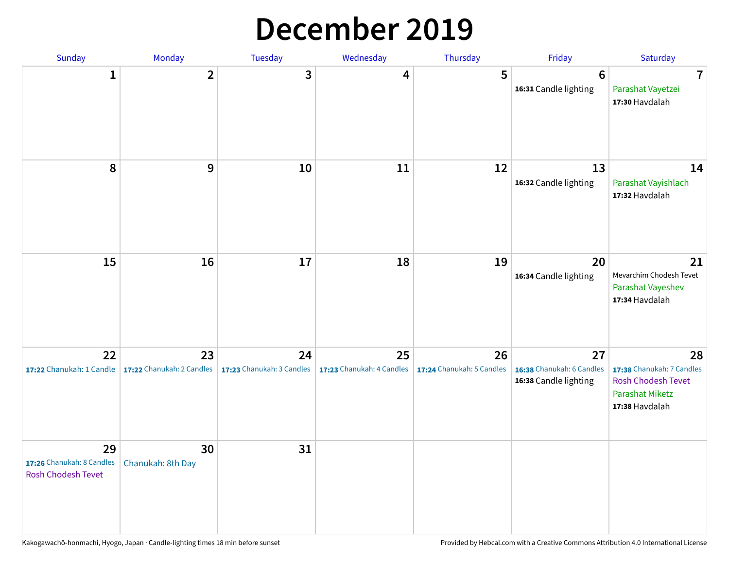# December 2019

| Sunday | Monday | Tuesday | Wednesday | Thursday | Friday | Saturday |
|---|---|---|---|---|---|---|
| 1 | 2 | 3 | 4 | 5 | 6<br>**16:31** Candle lighting | 7<br>Parashat Vayetzei<br>**17:30** Havdalah |
| 8 | 9 | 10 | 11 | 12 | 13<br>**16:32** Candle lighting | 14<br>Parashat Vayishlach<br>**17:32** Havdalah |
| 15 | 16 | 17 | 18 | 19 | 20<br>**16:34** Candle lighting | 21<br>Mevarchim Chodesh Tevet<br>Parashat Vayeshev<br>**17:34** Havdalah |
| 22<br>**17:22** Chanukah: 1 Candle | 23<br>**17:22** Chanukah: 2 Candles | 24<br>**17:23** Chanukah: 3 Candles | 25<br>**17:23** Chanukah: 4 Candles | 26<br>**17:24** Chanukah: 5 Candles | 27<br>**16:38** Chanukah: 6 Candles<br>**16:38** Candle lighting | 28<br>**17:38** Chanukah: 7 Candles<br>Rosh Chodesh Tevet<br>Parashat Miketz<br>**17:38** Havdalah |
| 29<br>**17:26** Chanukah: 8 Candles<br>Rosh Chodesh Tevet | 30<br>Chanukah: 8th Day | 31 | | | | |

Kakogawachō-honmachi, Hyogo, Japan · Candle-lighting times 18 min before sunset

Provided by Hebcal.com with a Creative Commons Attribution 4.0 International License